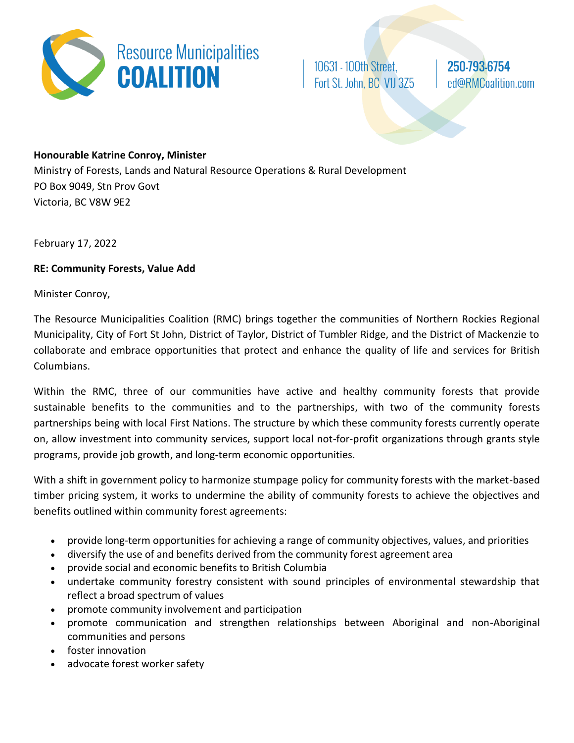**Resource Municipalities COALITION**

10631 - 100th Street, Fort St. John, BC V1J 3Z5

250-793-6754
ed@RMCoalition.com

**Honourable Katrine Conroy, Minister**
Ministry of Forests, Lands and Natural Resource Operations & Rural Development
PO Box 9049, Stn Prov Govt
Victoria, BC V8W 9E2

February 17, 2022

**RE: Community Forests, Value Add**

Minister Conroy,

The Resource Municipalities Coalition (RMC) brings together the communities of Northern Rockies Regional Municipality, City of Fort St John, District of Taylor, District of Tumbler Ridge, and the District of Mackenzie to collaborate and embrace opportunities that protect and enhance the quality of life and services for British Columbians.

Within the RMC, three of our communities have active and healthy community forests that provide sustainable benefits to the communities and to the partnerships, with two of the community forests partnerships being with local First Nations. The structure by which these community forests currently operate on, allow investment into community services, support local not-for-profit organizations through grants style programs, provide job growth, and long-term economic opportunities.

With a shift in government policy to harmonize stumpage policy for community forests with the market-based timber pricing system, it works to undermine the ability of community forests to achieve the objectives and benefits outlined within community forest agreements:

- provide long-term opportunities for achieving a range of community objectives, values, and priorities
- diversify the use of and benefits derived from the community forest agreement area
- provide social and economic benefits to British Columbia
- undertake community forestry consistent with sound principles of environmental stewardship that reflect a broad spectrum of values
- promote community involvement and participation
- promote communication and strengthen relationships between Aboriginal and non-Aboriginal communities and persons
- foster innovation
- advocate forest worker safety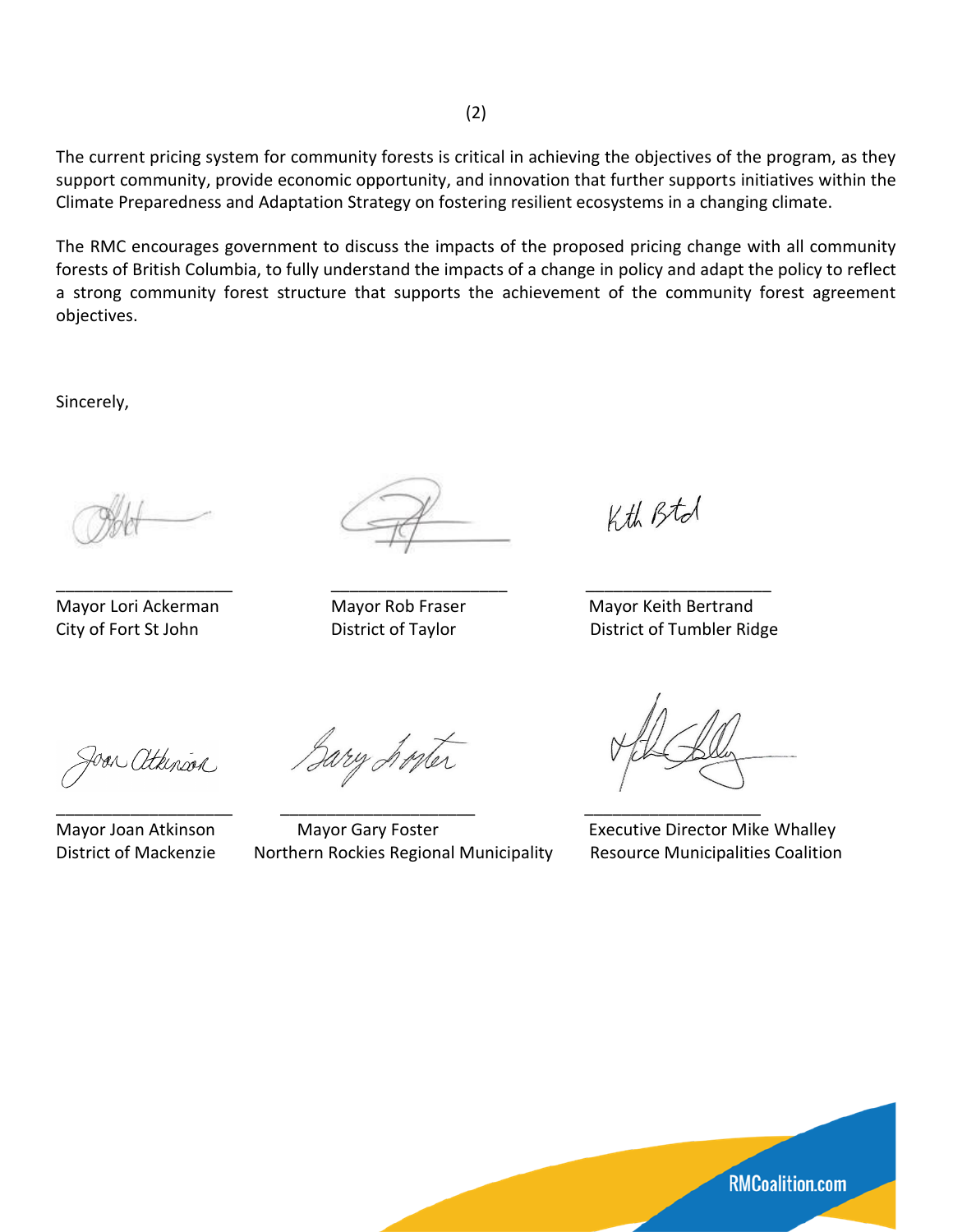The current pricing system for community forests is critical in achieving the objectives of the program, as they support community, provide economic opportunity, and innovation that further supports initiatives within the Climate Preparedness and Adaptation Strategy on fostering resilient ecosystems in a changing climate.

The RMC encourages government to discuss the impacts of the proposed pricing change with all community forests of British Columbia, to fully understand the impacts of a change in policy and adapt the policy to reflect a strong community forest structure that supports the achievement of the community forest agreement objectives.

Sincerely,

Mayor Lori Ackerman
City of Fort St John

Mayor Rob Fraser
District of Taylor

Mayor Keith Bertrand
District of Tumbler Ridge

Mayor Joan Atkinson
District of Mackenzie

Mayor Gary Foster
Northern Rockies Regional Municipality

Executive Director Mike Whalley
Resource Municipalities Coalition

RMCoalition.com